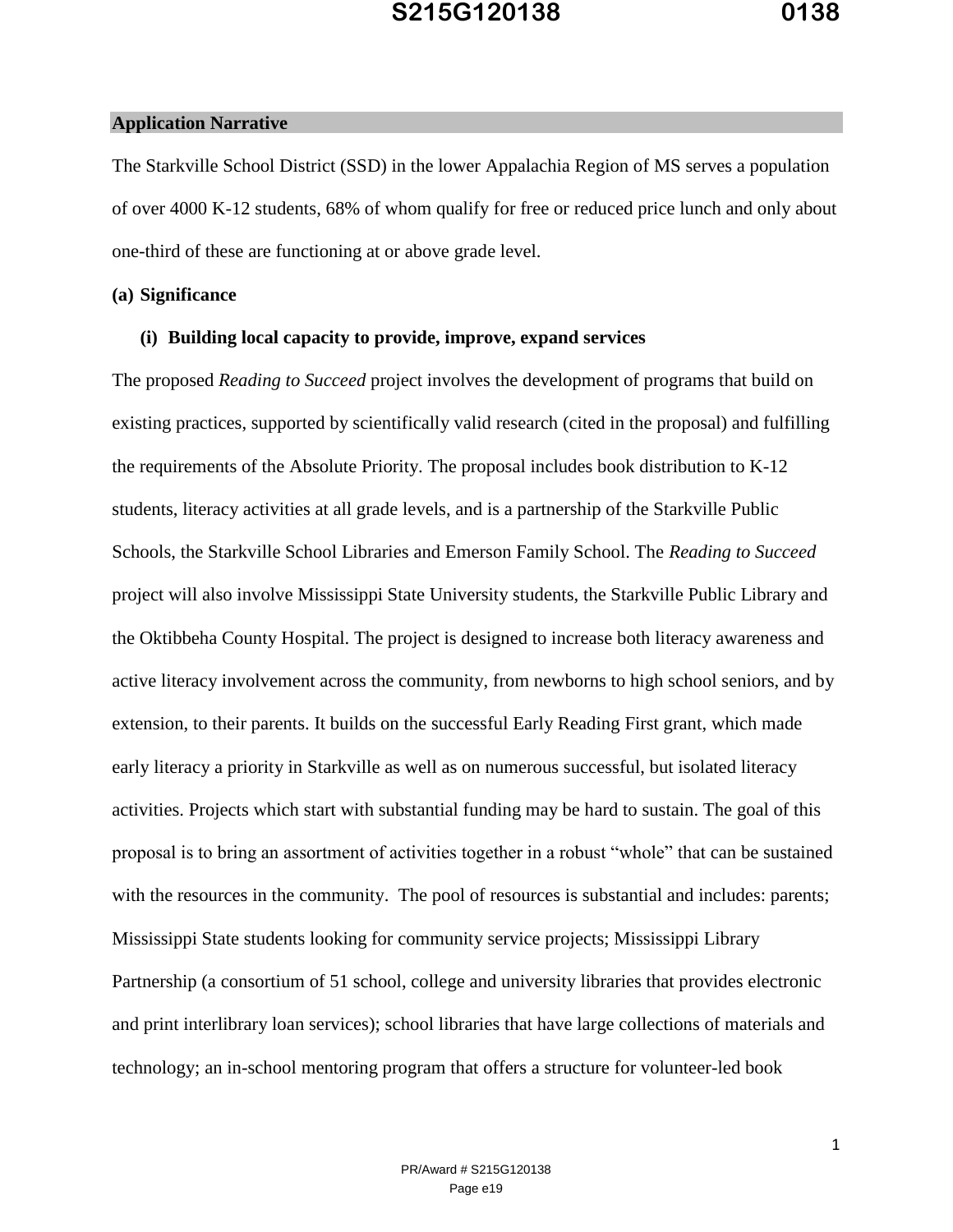## Application Narrative

The Starkville School District (SSD) in the lower Appalachia Region of MS serves a population of over 4000 K-12 students, 68% of whom qualify for free or reduced price lunch and only about one-third of these are functioning at or above grade level.

### (a) Significance

#### (i) Building local capacity to provide, improve, expand services

The proposed *Reading to Succeed* project involves the development of programs that build on existing practices, supported by scientifically valid research (cited in the proposal) and fulfilling the requirements of the Absolute Priority. The proposal includes book distribution to K-12 students, literacy activities at all grade levels, and is a partnership of the Starkville Public Schools, the Starkville School Libraries and Emerson Family School. The *Reading to Succeed* project will also involve Mississippi State University students, the Starkville Public Library and the Oktibbeha County Hospital. The project is designed to increase both literacy awareness and active literacy involvement across the community, from newborns to high school seniors, and by extension, to their parents. It builds on the successful Early Reading First grant, which made early literacy a priority in Starkville as well as on numerous successful, but isolated literacy activities. Projects which start with substantial funding may be hard to sustain. The goal of this proposal is to bring an assortment of activities together in a robust "whole" that can be sustained with the resources in the community. The pool of resources is substantial and includes: parents; Mississippi State students looking for community service projects; Mississippi Library Partnership (a consortium of 51 school, college and university libraries that provides electronic and print interlibrary loan services); school libraries that have large collections of materials and technology; an in-school mentoring program that offers a structure for volunteer-led book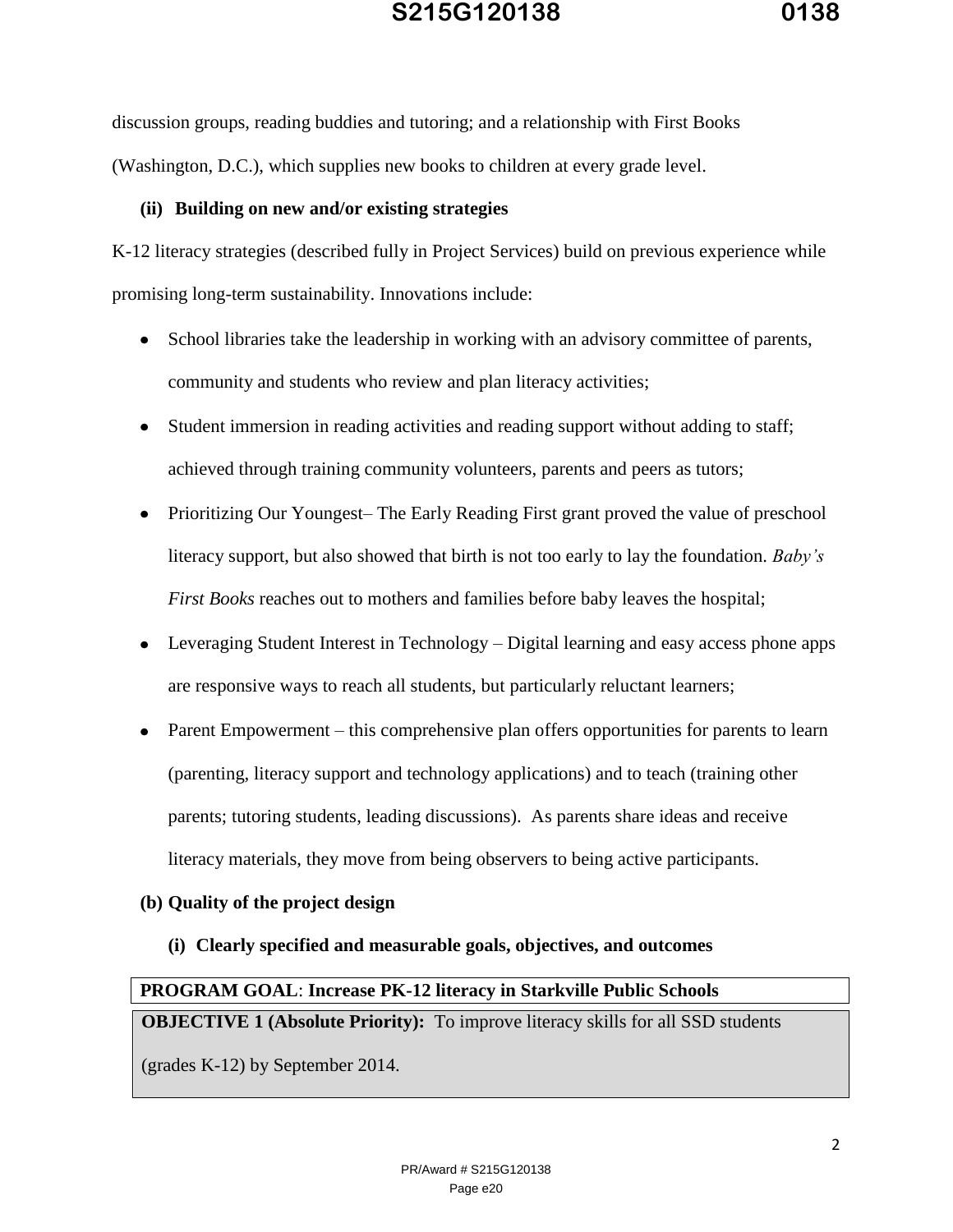discussion groups, reading buddies and tutoring; and a relationship with First Books (Washington, D.C.), which supplies new books to children at every grade level.

### (ii) Building on new and/or existing strategies

K-12 literacy strategies (described fully in Project Services) build on previous experience while promising long-term sustainability. Innovations include:

- School libraries take the leadership in working with an advisory committee of parents, community and students who review and plan literacy activities;
- Student immersion in reading activities and reading support without adding to staff; achieved through training community volunteers, parents and peers as tutors;
- Prioritizing Our Youngest– The Early Reading First grant proved the value of preschool literacy support, but also showed that birth is not too early to lay the foundation. *Baby's First Books* reaches out to mothers and families before baby leaves the hospital;
- Leveraging Student Interest in Technology – Digital learning and easy access phone apps are responsive ways to reach all students, but particularly reluctant learners;
- Parent Empowerment – this comprehensive plan offers opportunities for parents to learn (parenting, literacy support and technology applications) and to teach (training other parents; tutoring students, leading discussions). As parents share ideas and receive literacy materials, they move from being observers to being active participants.

## (b) Quality of the project design

### (i) Clearly specified and measurable goals, objectives, and outcomes

| **PROGRAM GOAL**: **Increase PK-12 literacy in Starkville Public Schools** |
|---|
| **OBJECTIVE 1 (Absolute Priority):** To improve literacy skills for all SSD students (grades K-12) by September 2014. |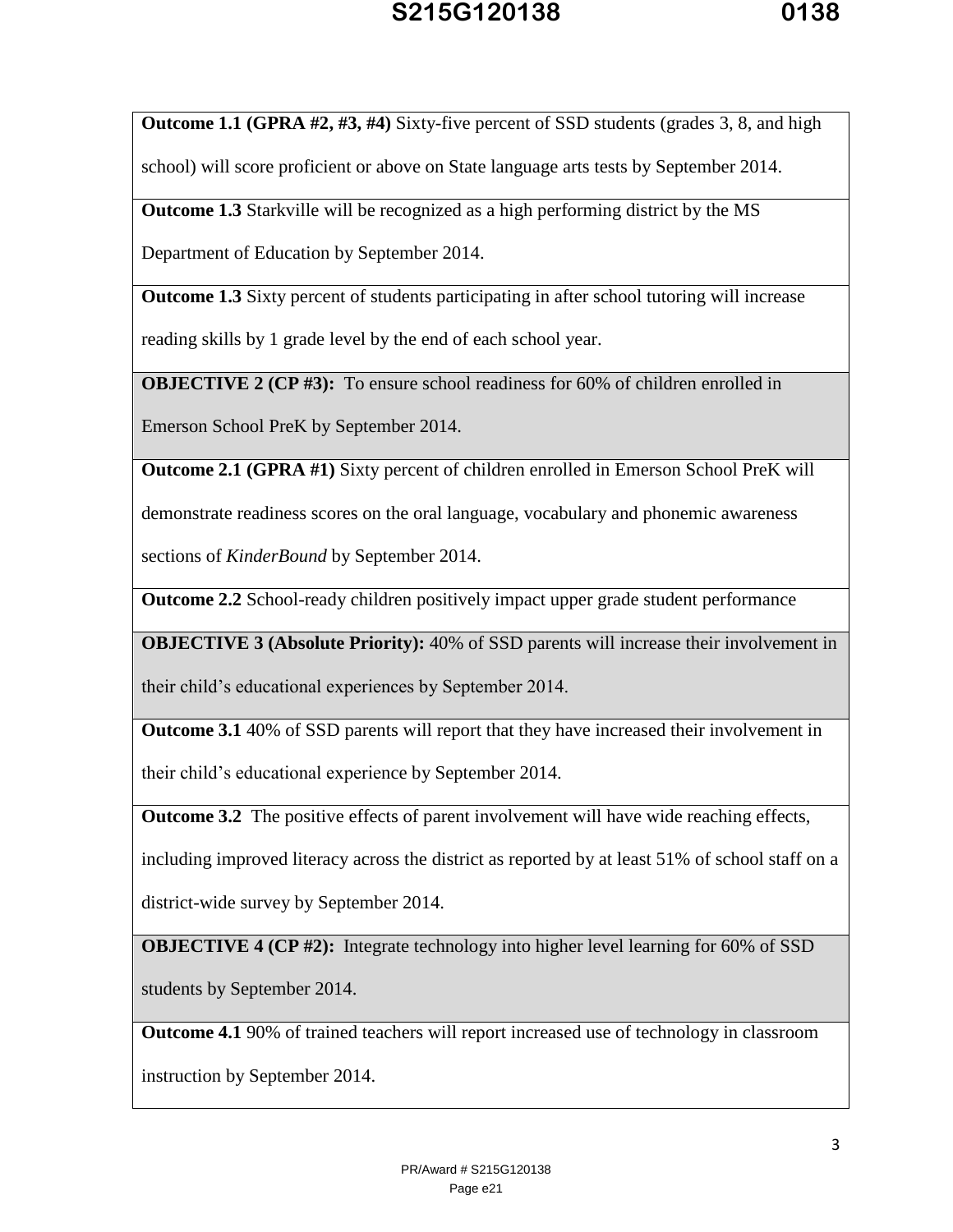| **Outcome 1.1 (GPRA #2, #3, #4)** Sixty-five percent of SSD students (grades 3, 8, and high school) will score proficient or above on State language arts tests by September 2014. |
|---|
| **Outcome 1.3** Starkville will be recognized as a high performing district by the MS Department of Education by September 2014. |
| **Outcome 1.3** Sixty percent of students participating in after school tutoring will increase reading skills by 1 grade level by the end of each school year. |
| **OBJECTIVE 2 (CP #3):** To ensure school readiness for 60% of children enrolled in Emerson School PreK by September 2014. |
| **Outcome 2.1 (GPRA #1)** Sixty percent of children enrolled in Emerson School PreK will demonstrate readiness scores on the oral language, vocabulary and phonemic awareness sections of *KinderBound* by September 2014. |
| **Outcome 2.2** School-ready children positively impact upper grade student performance |
| **OBJECTIVE 3 (Absolute Priority):** 40% of SSD parents will increase their involvement in their child's educational experiences by September 2014. |
| **Outcome 3.1** 40% of SSD parents will report that they have increased their involvement in their child's educational experience by September 2014. |
| **Outcome 3.2** The positive effects of parent involvement will have wide reaching effects, including improved literacy across the district as reported by at least 51% of school staff on a district-wide survey by September 2014. |
| **OBJECTIVE 4 (CP #2):** Integrate technology into higher level learning for 60% of SSD students by September 2014. |
| **Outcome 4.1** 90% of trained teachers will report increased use of technology in classroom instruction by September 2014. |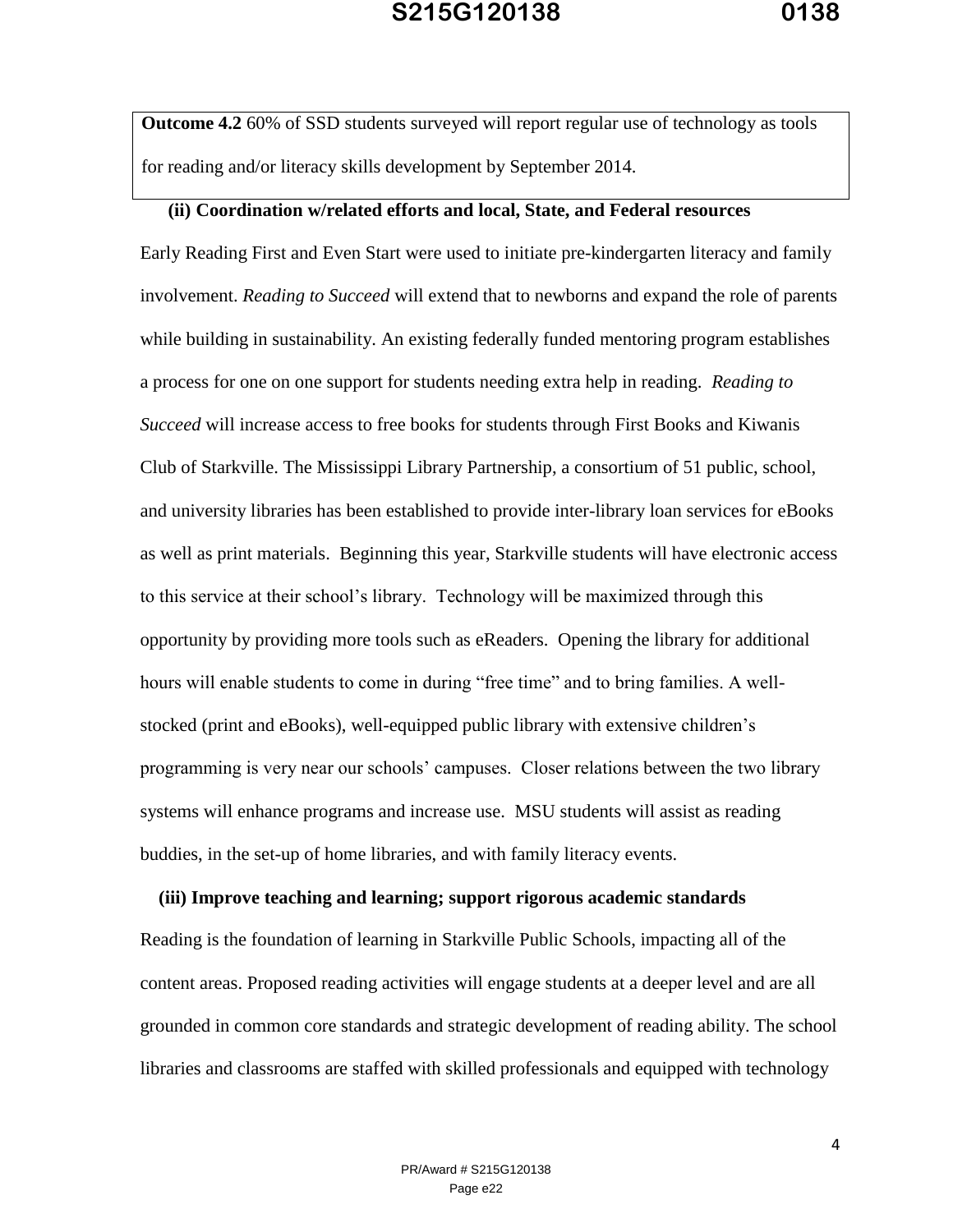**Outcome 4.2** 60% of SSD students surveyed will report regular use of technology as tools for reading and/or literacy skills development by September 2014.

**(ii) Coordination w/related efforts and local, State, and Federal resources**

Early Reading First and Even Start were used to initiate pre-kindergarten literacy and family involvement. *Reading to Succeed* will extend that to newborns and expand the role of parents while building in sustainability. An existing federally funded mentoring program establishes a process for one on one support for students needing extra help in reading. *Reading to Succeed* will increase access to free books for students through First Books and Kiwanis Club of Starkville. The Mississippi Library Partnership, a consortium of 51 public, school, and university libraries has been established to provide inter-library loan services for eBooks as well as print materials. Beginning this year, Starkville students will have electronic access to this service at their school's library. Technology will be maximized through this opportunity by providing more tools such as eReaders. Opening the library for additional hours will enable students to come in during "free time" and to bring families. A well-stocked (print and eBooks), well-equipped public library with extensive children's programming is very near our schools' campuses. Closer relations between the two library systems will enhance programs and increase use. MSU students will assist as reading buddies, in the set-up of home libraries, and with family literacy events.

**(iii) Improve teaching and learning; support rigorous academic standards**

Reading is the foundation of learning in Starkville Public Schools, impacting all of the content areas. Proposed reading activities will engage students at a deeper level and are all grounded in common core standards and strategic development of reading ability. The school libraries and classrooms are staffed with skilled professionals and equipped with technology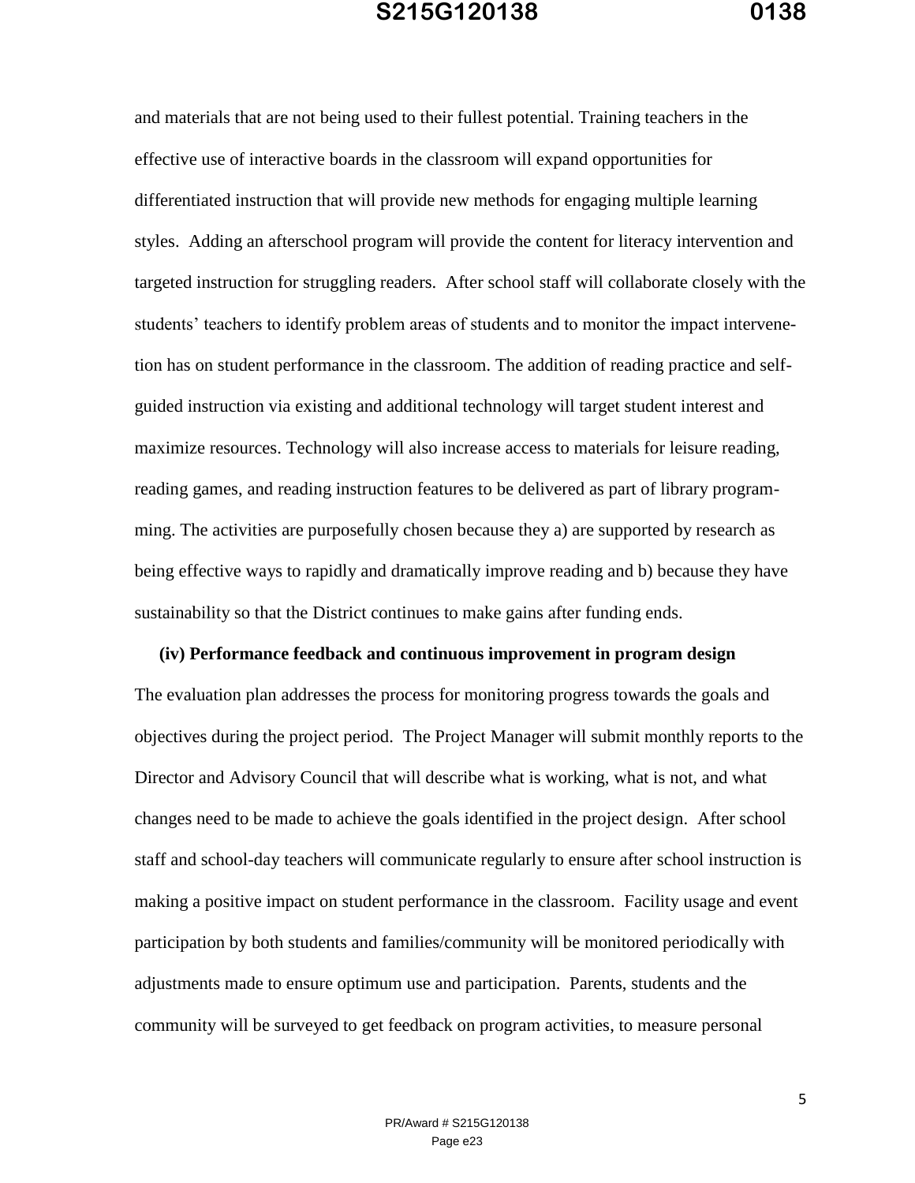and materials that are not being used to their fullest potential. Training teachers in the effective use of interactive boards in the classroom will expand opportunities for differentiated instruction that will provide new methods for engaging multiple learning styles. Adding an afterschool program will provide the content for literacy intervention and targeted instruction for struggling readers. After school staff will collaborate closely with the students' teachers to identify problem areas of students and to monitor the impact intervenetion has on student performance in the classroom. The addition of reading practice and self-guided instruction via existing and additional technology will target student interest and maximize resources. Technology will also increase access to materials for leisure reading, reading games, and reading instruction features to be delivered as part of library programming. The activities are purposefully chosen because they a) are supported by research as being effective ways to rapidly and dramatically improve reading and b) because they have sustainability so that the District continues to make gains after funding ends.

**(iv) Performance feedback and continuous improvement in program design**

The evaluation plan addresses the process for monitoring progress towards the goals and objectives during the project period. The Project Manager will submit monthly reports to the Director and Advisory Council that will describe what is working, what is not, and what changes need to be made to achieve the goals identified in the project design. After school staff and school-day teachers will communicate regularly to ensure after school instruction is making a positive impact on student performance in the classroom. Facility usage and event participation by both students and families/community will be monitored periodically with adjustments made to ensure optimum use and participation. Parents, students and the community will be surveyed to get feedback on program activities, to measure personal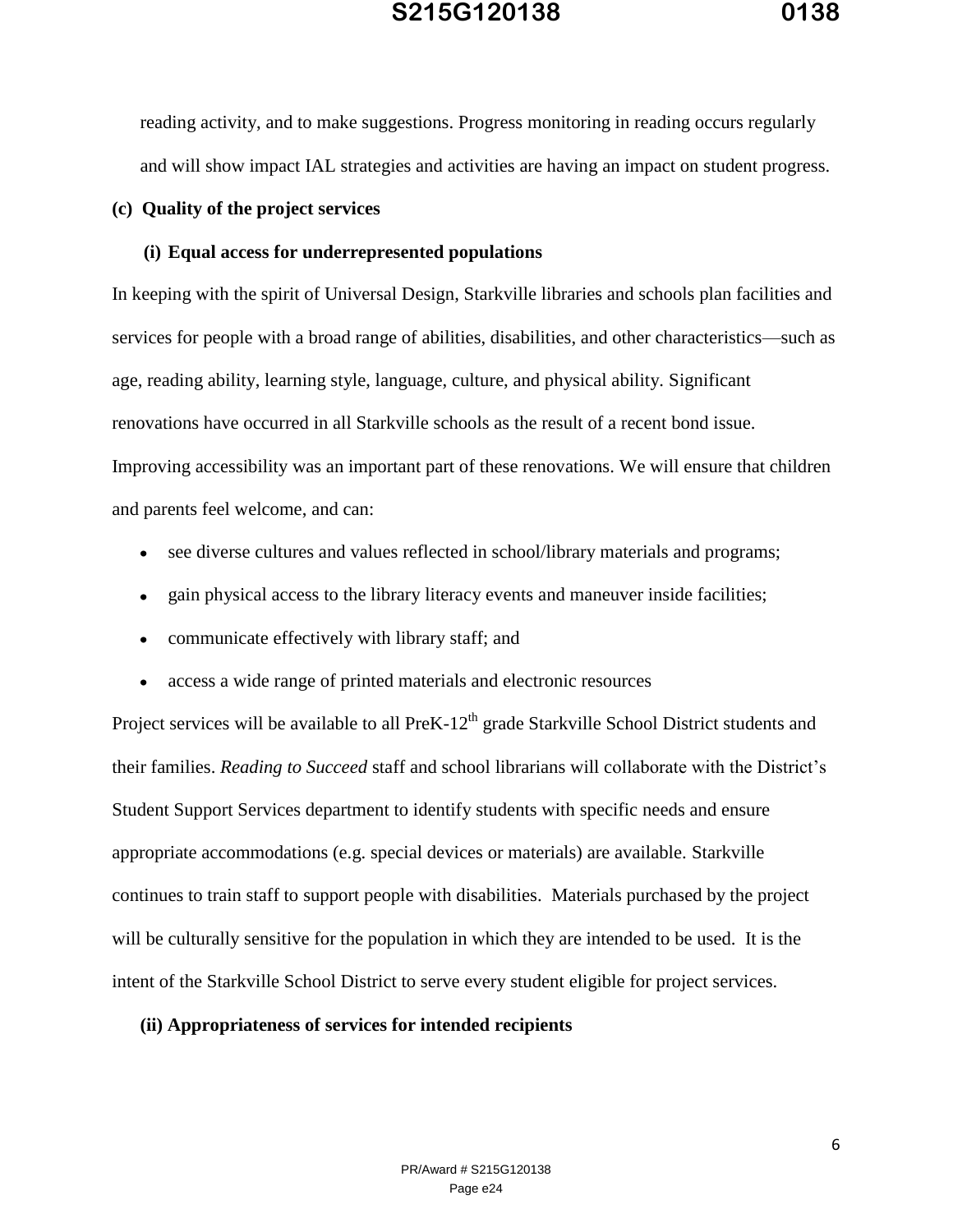reading activity, and to make suggestions. Progress monitoring in reading occurs regularly and will show impact IAL strategies and activities are having an impact on student progress.

**(c) Quality of the project services**

**(i) Equal access for underrepresented populations**

In keeping with the spirit of Universal Design, Starkville libraries and schools plan facilities and services for people with a broad range of abilities, disabilities, and other characteristics—such as age, reading ability, learning style, language, culture, and physical ability. Significant renovations have occurred in all Starkville schools as the result of a recent bond issue. Improving accessibility was an important part of these renovations. We will ensure that children and parents feel welcome, and can:

- see diverse cultures and values reflected in school/library materials and programs;
- gain physical access to the library literacy events and maneuver inside facilities;
- communicate effectively with library staff; and
- access a wide range of printed materials and electronic resources

Project services will be available to all PreK-12th grade Starkville School District students and their families. *Reading to Succeed* staff and school librarians will collaborate with the District's Student Support Services department to identify students with specific needs and ensure appropriate accommodations (e.g. special devices or materials) are available. Starkville continues to train staff to support people with disabilities. Materials purchased by the project will be culturally sensitive for the population in which they are intended to be used. It is the intent of the Starkville School District to serve every student eligible for project services.

**(ii) Appropriateness of services for intended recipients**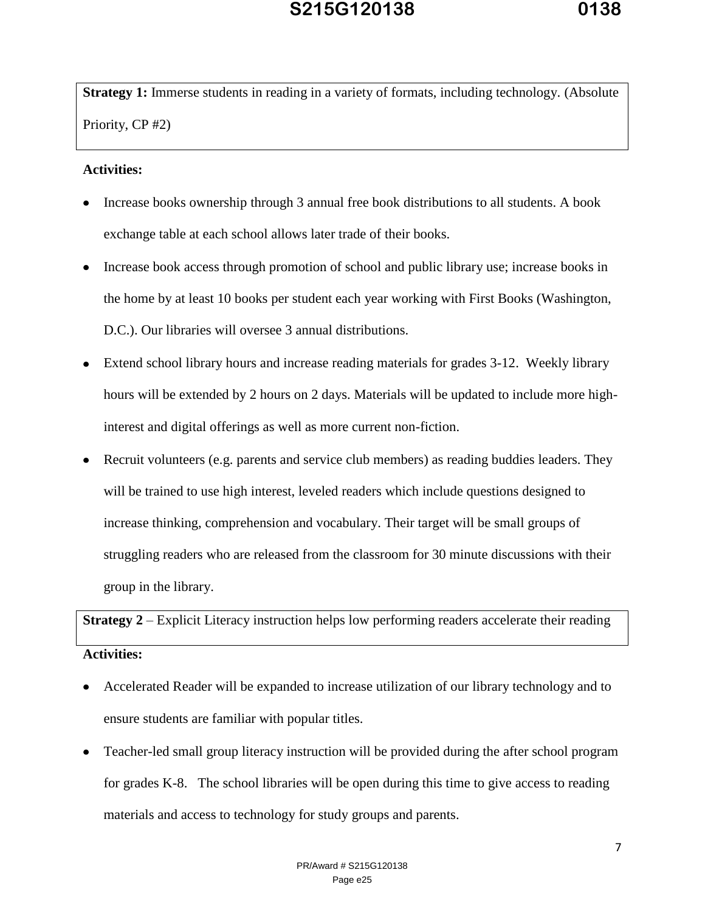**Strategy 1:** Immerse students in reading in a variety of formats, including technology. (Absolute Priority, CP #2)

**Activities:**

- Increase books ownership through 3 annual free book distributions to all students. A book exchange table at each school allows later trade of their books.
- Increase book access through promotion of school and public library use; increase books in the home by at least 10 books per student each year working with First Books (Washington, D.C.). Our libraries will oversee 3 annual distributions.
- Extend school library hours and increase reading materials for grades 3-12. Weekly library hours will be extended by 2 hours on 2 days. Materials will be updated to include more high-interest and digital offerings as well as more current non-fiction.
- Recruit volunteers (e.g. parents and service club members) as reading buddies leaders. They will be trained to use high interest, leveled readers which include questions designed to increase thinking, comprehension and vocabulary. Their target will be small groups of struggling readers who are released from the classroom for 30 minute discussions with their group in the library.

**Strategy 2** – Explicit Literacy instruction helps low performing readers accelerate their reading

**Activities:**

- Accelerated Reader will be expanded to increase utilization of our library technology and to ensure students are familiar with popular titles.
- Teacher-led small group literacy instruction will be provided during the after school program for grades K-8. The school libraries will be open during this time to give access to reading materials and access to technology for study groups and parents.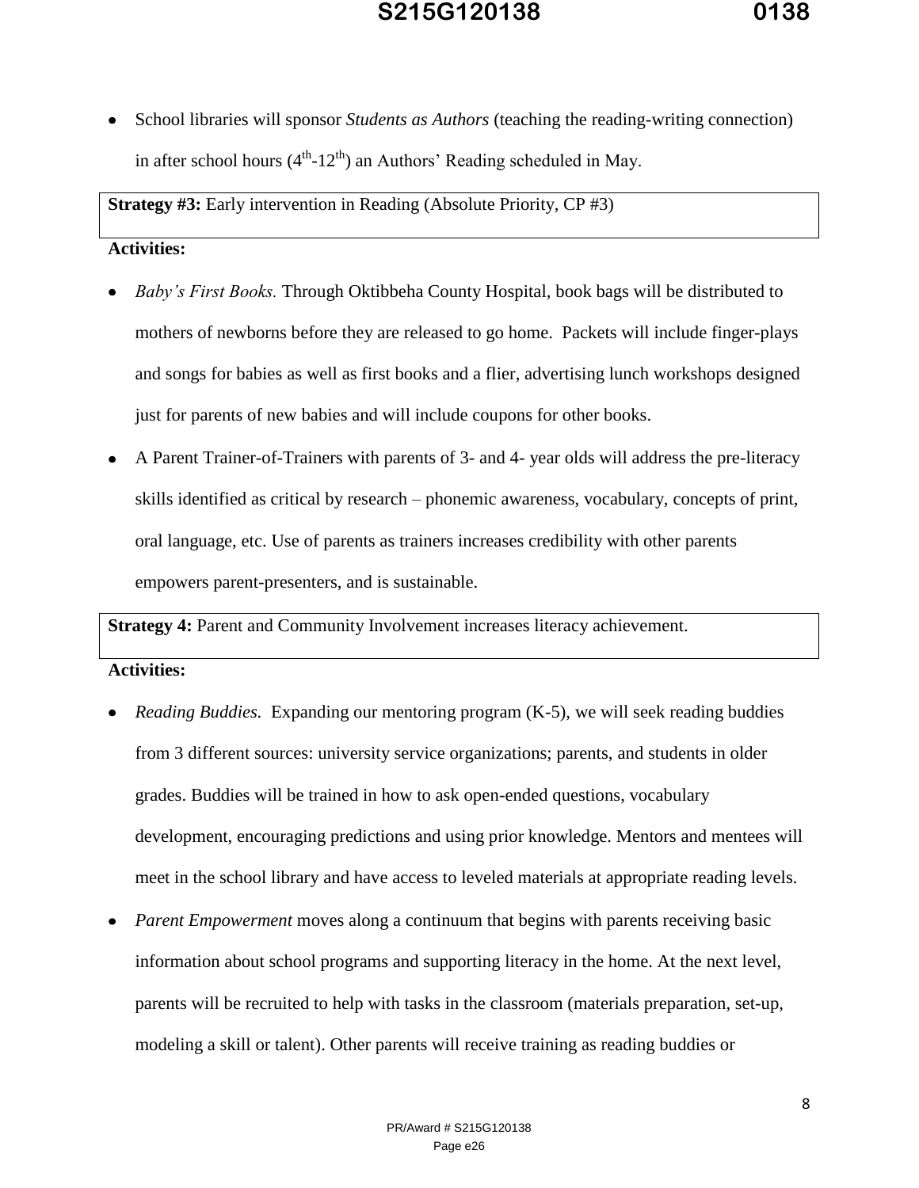- School libraries will sponsor *Students as Authors* (teaching the reading-writing connection) in after school hours (4th-12th) an Authors' Reading scheduled in May.

**Strategy #3:** Early intervention in Reading (Absolute Priority, CP #3)

**Activities:**

- *Baby's First Books.* Through Oktibbeha County Hospital, book bags will be distributed to mothers of newborns before they are released to go home. Packets will include finger-plays and songs for babies as well as first books and a flier, advertising lunch workshops designed just for parents of new babies and will include coupons for other books.
- A Parent Trainer-of-Trainers with parents of 3- and 4- year olds will address the pre-literacy skills identified as critical by research – phonemic awareness, vocabulary, concepts of print, oral language, etc. Use of parents as trainers increases credibility with other parents empowers parent-presenters, and is sustainable.

**Strategy 4:** Parent and Community Involvement increases literacy achievement.

**Activities:**

- *Reading Buddies.* Expanding our mentoring program (K-5), we will seek reading buddies from 3 different sources: university service organizations; parents, and students in older grades. Buddies will be trained in how to ask open-ended questions, vocabulary development, encouraging predictions and using prior knowledge. Mentors and mentees will meet in the school library and have access to leveled materials at appropriate reading levels.
- *Parent Empowerment* moves along a continuum that begins with parents receiving basic information about school programs and supporting literacy in the home. At the next level, parents will be recruited to help with tasks in the classroom (materials preparation, set-up, modeling a skill or talent). Other parents will receive training as reading buddies or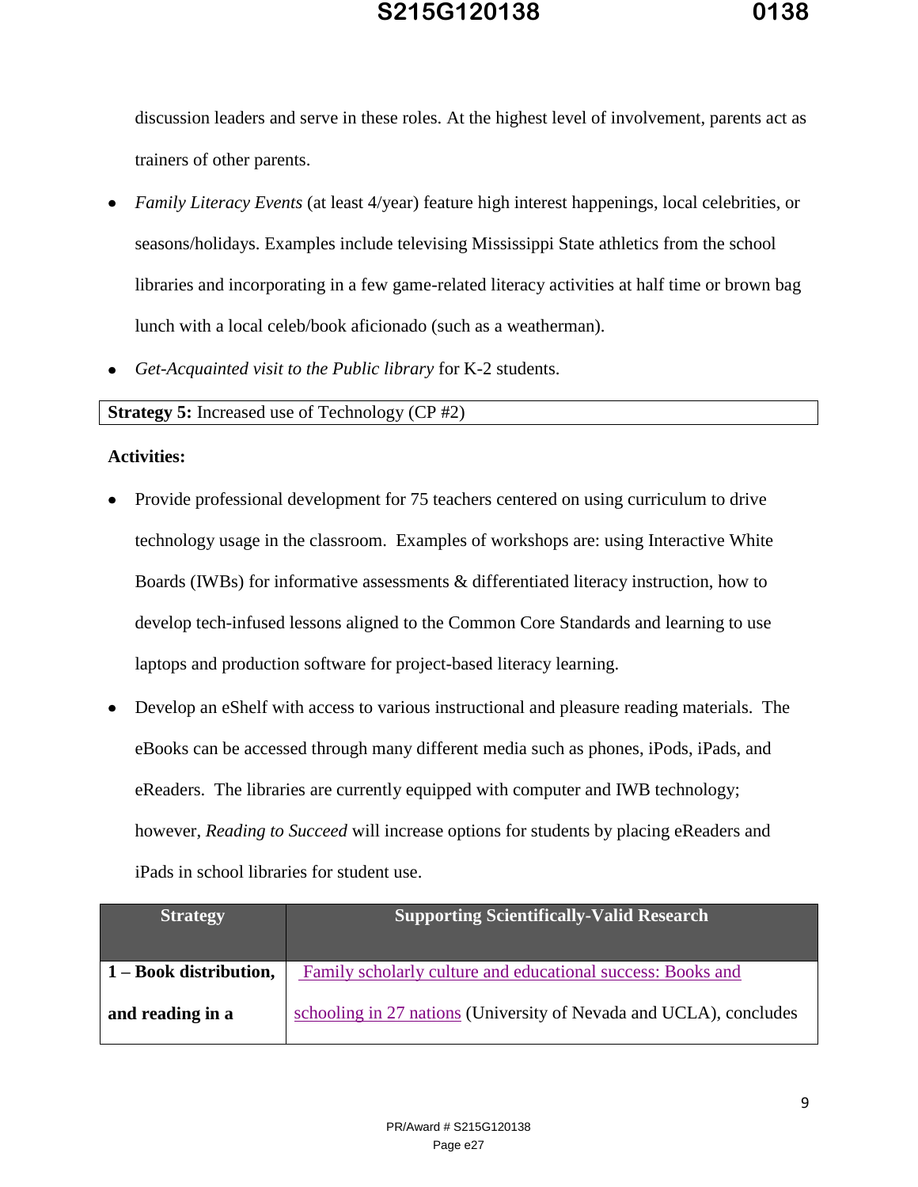discussion leaders and serve in these roles. At the highest level of involvement, parents act as trainers of other parents.

- *Family Literacy Events* (at least 4/year) feature high interest happenings, local celebrities, or seasons/holidays. Examples include televising Mississippi State athletics from the school libraries and incorporating in a few game-related literacy activities at half time or brown bag lunch with a local celeb/book aficionado (such as a weatherman).
- *Get-Acquainted visit to the Public library* for K-2 students.

| **Strategy 5:** Increased use of Technology (CP #2) |
|---|

**Activities:**

- Provide professional development for 75 teachers centered on using curriculum to drive technology usage in the classroom. Examples of workshops are: using Interactive White Boards (IWBs) for informative assessments & differentiated literacy instruction, how to develop tech-infused lessons aligned to the Common Core Standards and learning to use laptops and production software for project-based literacy learning.
- Develop an eShelf with access to various instructional and pleasure reading materials. The eBooks can be accessed through many different media such as phones, iPods, iPads, and eReaders. The libraries are currently equipped with computer and IWB technology; however, *Reading to Succeed* will increase options for students by placing eReaders and iPads in school libraries for student use.

| Strategy | Supporting Scientifically-Valid Research |
|---|---|
| **1 – Book distribution, and reading in a** | Family scholarly culture and educational success: Books and schooling in 27 nations (University of Nevada and UCLA), concludes |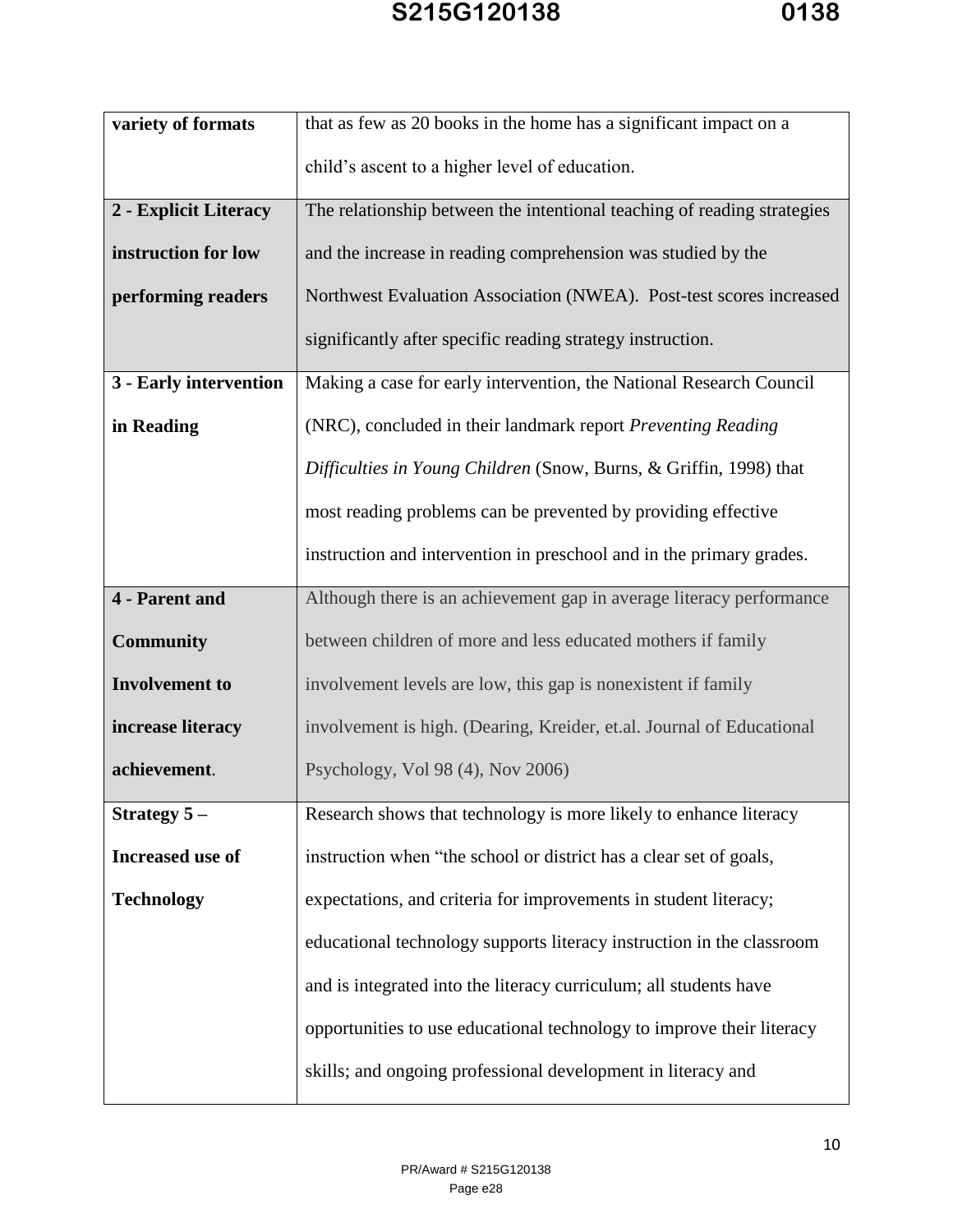| | |
|---|---|
| **variety of formats** | that as few as 20 books in the home has a significant impact on a child's ascent to a higher level of education. |
| **2 - Explicit Literacy instruction for low performing readers** | The relationship between the intentional teaching of reading strategies and the increase in reading comprehension was studied by the Northwest Evaluation Association (NWEA). Post-test scores increased significantly after specific reading strategy instruction. |
| **3 - Early intervention in Reading** | Making a case for early intervention, the National Research Council (NRC), concluded in their landmark report *Preventing Reading Difficulties in Young Children* (Snow, Burns, & Griffin, 1998) that most reading problems can be prevented by providing effective instruction and intervention in preschool and in the primary grades. |
| **4 - Parent and Community Involvement to increase literacy achievement**. | Although there is an achievement gap in average literacy performance between children of more and less educated mothers if family involvement levels are low, this gap is nonexistent if family involvement is high. (Dearing, Kreider, et.al. Journal of Educational Psychology, Vol 98 (4), Nov 2006) |
| **Strategy 5 – Increased use of Technology** | Research shows that technology is more likely to enhance literacy instruction when "the school or district has a clear set of goals, expectations, and criteria for improvements in student literacy; educational technology supports literacy instruction in the classroom and is integrated into the literacy curriculum; all students have opportunities to use educational technology to improve their literacy skills; and ongoing professional development in literacy and |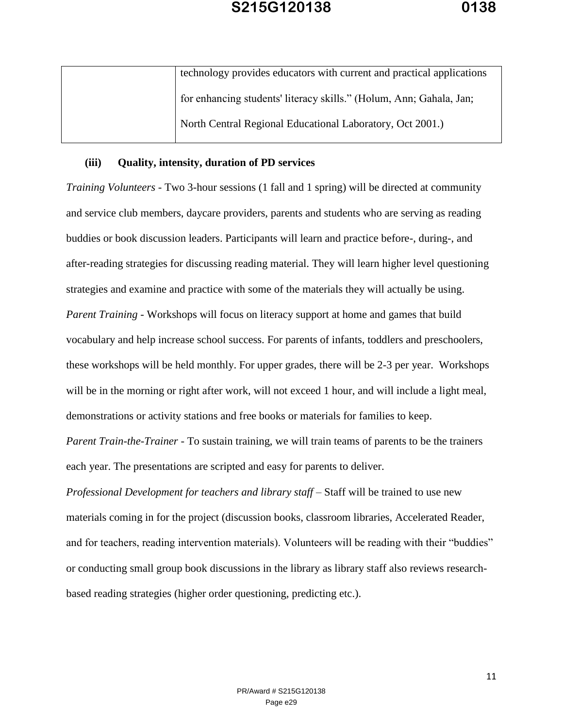| | technology provides educators with current and practical applications for enhancing students' literacy skills." (Holum, Ann; Gahala, Jan; North Central Regional Educational Laboratory, Oct 2001.) |
|---|---|

**(iii) Quality, intensity, duration of PD services**

*Training Volunteers* - Two 3-hour sessions (1 fall and 1 spring) will be directed at community and service club members, daycare providers, parents and students who are serving as reading buddies or book discussion leaders. Participants will learn and practice before-, during-, and after-reading strategies for discussing reading material. They will learn higher level questioning strategies and examine and practice with some of the materials they will actually be using.

*Parent Training* - Workshops will focus on literacy support at home and games that build vocabulary and help increase school success. For parents of infants, toddlers and preschoolers, these workshops will be held monthly. For upper grades, there will be 2-3 per year. Workshops will be in the morning or right after work, will not exceed 1 hour, and will include a light meal, demonstrations or activity stations and free books or materials for families to keep.

*Parent Train-the-Trainer* - To sustain training, we will train teams of parents to be the trainers each year. The presentations are scripted and easy for parents to deliver.

*Professional Development for teachers and library staff* – Staff will be trained to use new materials coming in for the project (discussion books, classroom libraries, Accelerated Reader, and for teachers, reading intervention materials). Volunteers will be reading with their "buddies" or conducting small group book discussions in the library as library staff also reviews research-based reading strategies (higher order questioning, predicting etc.).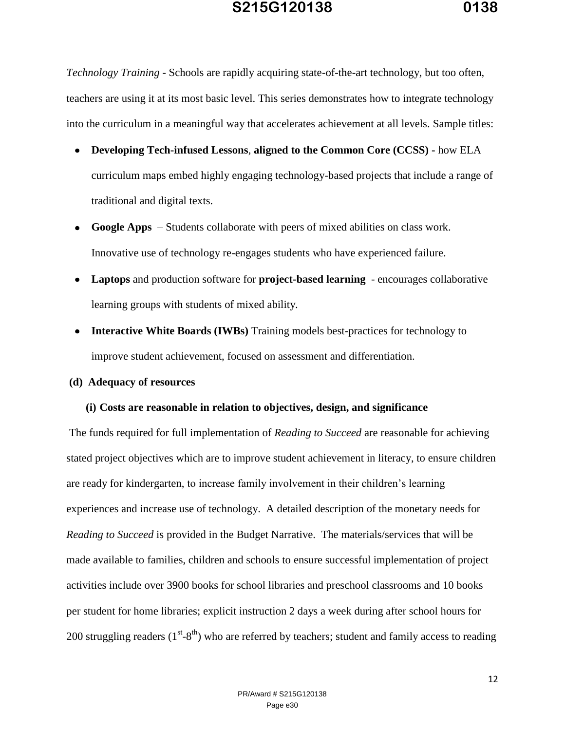*Technology Training* - Schools are rapidly acquiring state-of-the-art technology, but too often, teachers are using it at its most basic level. This series demonstrates how to integrate technology into the curriculum in a meaningful way that accelerates achievement at all levels. Sample titles:

- **Developing Tech-infused Lessons**, **aligned to the Common Core (CCSS) -** how ELA curriculum maps embed highly engaging technology-based projects that include a range of traditional and digital texts.
- **Google Apps** – Students collaborate with peers of mixed abilities on class work. Innovative use of technology re-engages students who have experienced failure.
- **Laptops** and production software for **project-based learning** - encourages collaborative learning groups with students of mixed ability.
- **Interactive White Boards (IWBs)** Training models best-practices for technology to improve student achievement, focused on assessment and differentiation.

**(d) Adequacy of resources**

**(i) Costs are reasonable in relation to objectives, design, and significance**

The funds required for full implementation of *Reading to Succeed* are reasonable for achieving stated project objectives which are to improve student achievement in literacy, to ensure children are ready for kindergarten, to increase family involvement in their children's learning experiences and increase use of technology. A detailed description of the monetary needs for *Reading to Succeed* is provided in the Budget Narrative. The materials/services that will be made available to families, children and schools to ensure successful implementation of project activities include over 3900 books for school libraries and preschool classrooms and 10 books per student for home libraries; explicit instruction 2 days a week during after school hours for 200 struggling readers (1st-8th) who are referred by teachers; student and family access to reading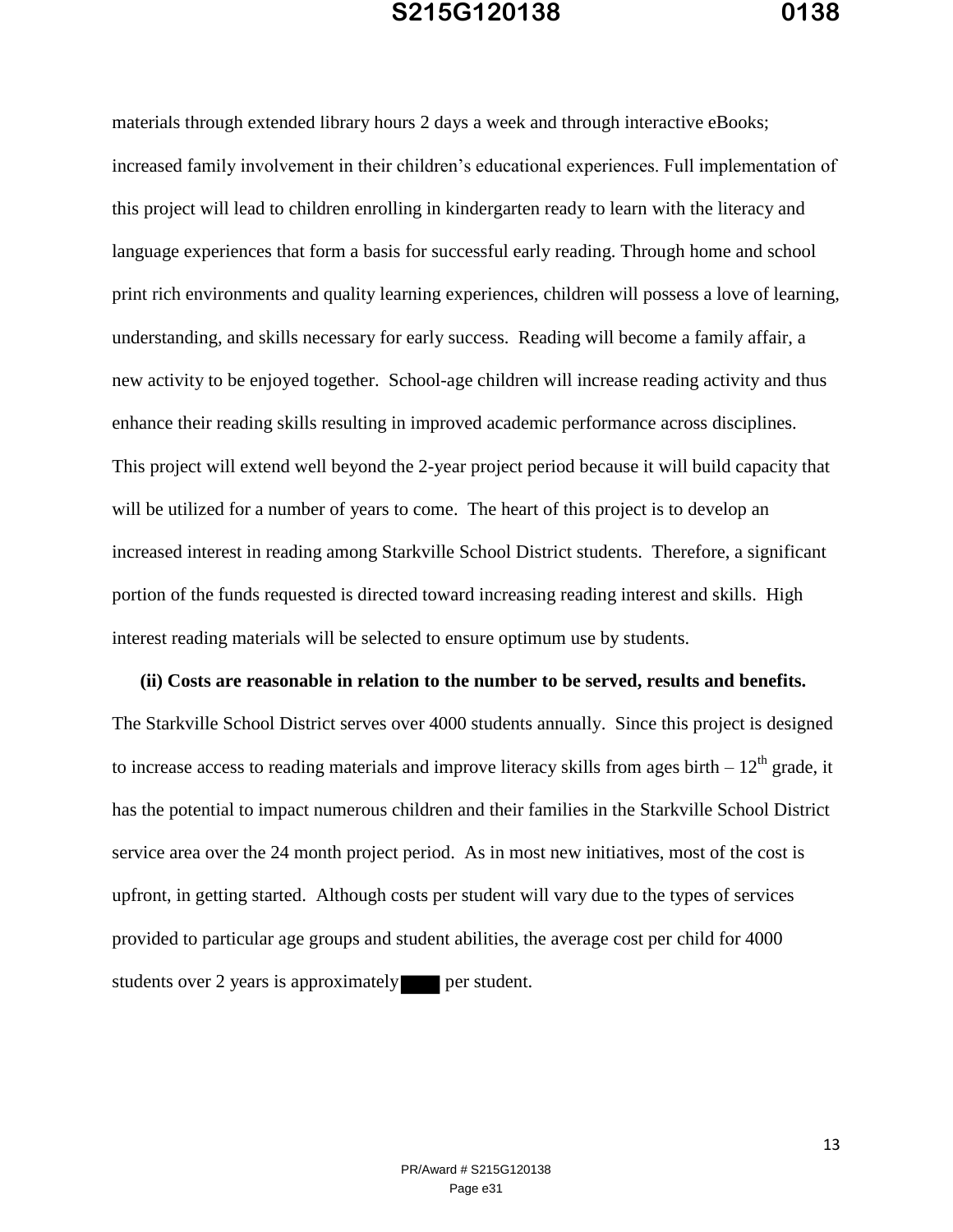materials through extended library hours 2 days a week and through interactive eBooks; increased family involvement in their children's educational experiences. Full implementation of this project will lead to children enrolling in kindergarten ready to learn with the literacy and language experiences that form a basis for successful early reading. Through home and school print rich environments and quality learning experiences, children will possess a love of learning, understanding, and skills necessary for early success. Reading will become a family affair, a new activity to be enjoyed together. School-age children will increase reading activity and thus enhance their reading skills resulting in improved academic performance across disciplines. This project will extend well beyond the 2-year project period because it will build capacity that will be utilized for a number of years to come. The heart of this project is to develop an increased interest in reading among Starkville School District students. Therefore, a significant portion of the funds requested is directed toward increasing reading interest and skills. High interest reading materials will be selected to ensure optimum use by students.

**(ii) Costs are reasonable in relation to the number to be served, results and benefits.** The Starkville School District serves over 4000 students annually. Since this project is designed to increase access to reading materials and improve literacy skills from ages birth – 12th grade, it has the potential to impact numerous children and their families in the Starkville School District service area over the 24 month project period. As in most new initiatives, most of the cost is upfront, in getting started. Although costs per student will vary due to the types of services provided to particular age groups and student abilities, the average cost per child for 4000 students over 2 years is approximately ████ per student.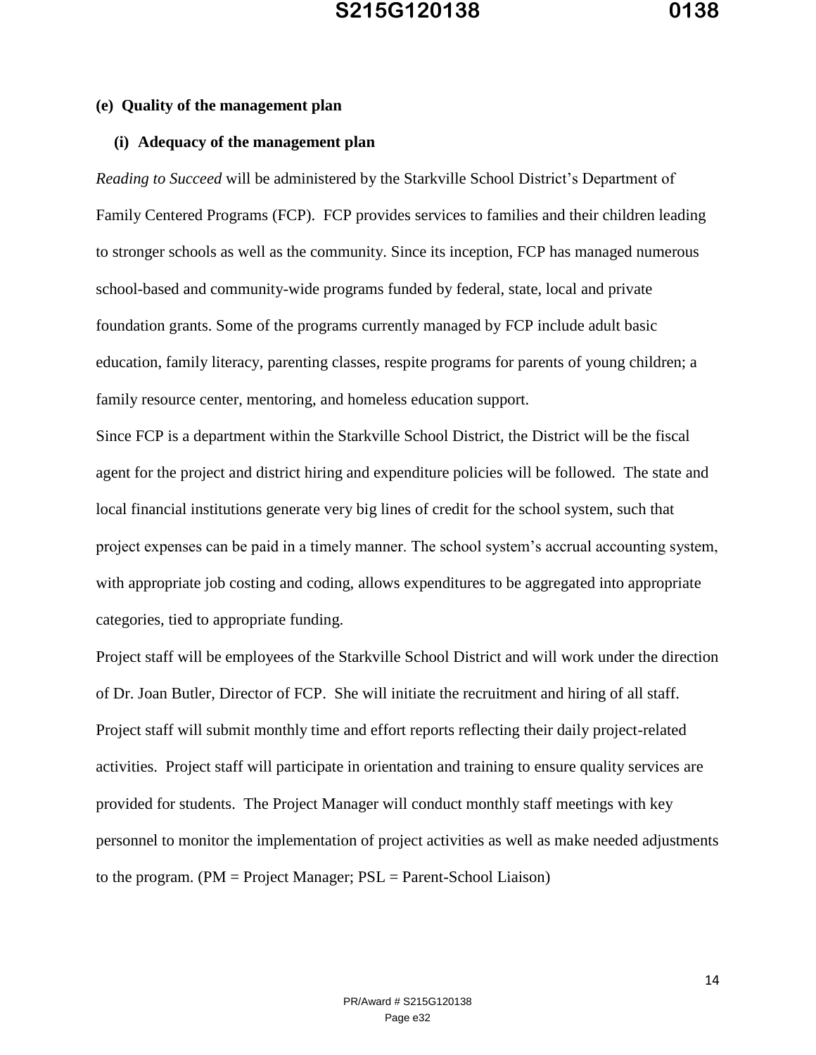**(e) Quality of the management plan**

**(i) Adequacy of the management plan**

*Reading to Succeed* will be administered by the Starkville School District's Department of Family Centered Programs (FCP). FCP provides services to families and their children leading to stronger schools as well as the community. Since its inception, FCP has managed numerous school-based and community-wide programs funded by federal, state, local and private foundation grants. Some of the programs currently managed by FCP include adult basic education, family literacy, parenting classes, respite programs for parents of young children; a family resource center, mentoring, and homeless education support.

Since FCP is a department within the Starkville School District, the District will be the fiscal agent for the project and district hiring and expenditure policies will be followed. The state and local financial institutions generate very big lines of credit for the school system, such that project expenses can be paid in a timely manner. The school system's accrual accounting system, with appropriate job costing and coding, allows expenditures to be aggregated into appropriate categories, tied to appropriate funding.

Project staff will be employees of the Starkville School District and will work under the direction of Dr. Joan Butler, Director of FCP. She will initiate the recruitment and hiring of all staff. Project staff will submit monthly time and effort reports reflecting their daily project-related activities. Project staff will participate in orientation and training to ensure quality services are provided for students. The Project Manager will conduct monthly staff meetings with key personnel to monitor the implementation of project activities as well as make needed adjustments to the program. (PM = Project Manager; PSL = Parent-School Liaison)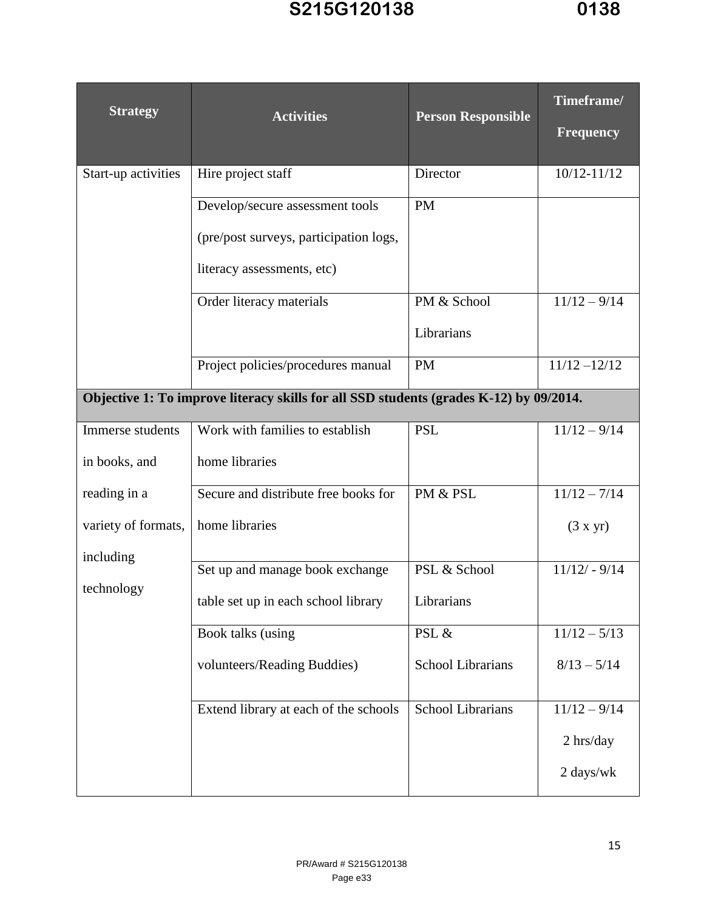| Strategy | Activities | Person Responsible | Timeframe/ Frequency |
|---|---|---|---|
| Start-up activities | Hire project staff | Director | 10/12-11/12 |
| | Develop/secure assessment tools (pre/post surveys, participation logs, literacy assessments, etc) | PM | |
| | Order literacy materials | PM & School Librarians | 11/12 – 9/14 |
| | Project policies/procedures manual | PM | 11/12 –12/12 |
| **Objective 1: To improve literacy skills for all SSD students (grades K-12) by 09/2014.** | | | |
| Immerse students in books, and reading in a variety of formats, including technology | Work with families to establish home libraries | PSL | 11/12 – 9/14 |
| | Secure and distribute free books for home libraries | PM & PSL | 11/12 – 7/14 (3 x yr) |
| | Set up and manage book exchange table set up in each school library | PSL & School Librarians | 11/12/ - 9/14 |
| | Book talks (using volunteers/Reading Buddies) | PSL & School Librarians | 11/12 – 5/13 8/13 – 5/14 |
| | Extend library at each of the schools | School Librarians | 11/12 – 9/14 2 hrs/day 2 days/wk |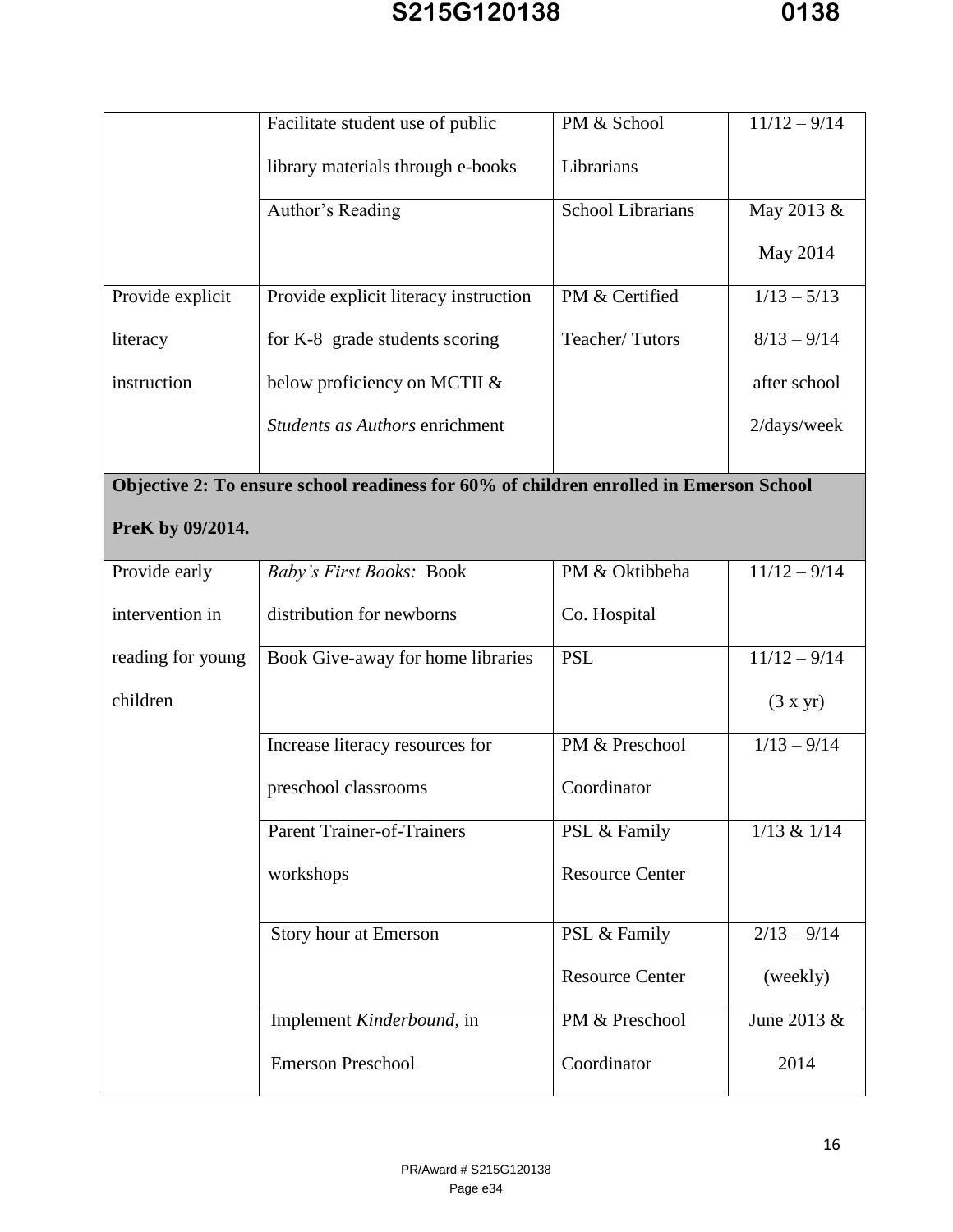| | | | |
|---|---|---|---|
| | Facilitate student use of public library materials through e-books | PM & School Librarians | 11/12 – 9/14 |
| | Author's Reading | School Librarians | May 2013 & May 2014 |
| Provide explicit literacy instruction | Provide explicit literacy instruction for K-8 grade students scoring below proficiency on MCTII & *Students as Authors* enrichment | PM & Certified Teacher/ Tutors | 1/13 – 5/13 8/13 – 9/14 after school 2/days/week |
| **Objective 2: To ensure school readiness for 60% of children enrolled in Emerson School PreK by 09/2014.** | | | |
| Provide early intervention in reading for young children | *Baby's First Books:* Book distribution for newborns | PM & Oktibbeha Co. Hospital | 11/12 – 9/14 |
| | Book Give-away for home libraries | PSL | 11/12 – 9/14 (3 x yr) |
| | Increase literacy resources for preschool classrooms | PM & Preschool Coordinator | 1/13 – 9/14 |
| | Parent Trainer-of-Trainers workshops | PSL & Family Resource Center | 1/13 & 1/14 |
| | Story hour at Emerson | PSL & Family Resource Center | 2/13 – 9/14 (weekly) |
| | Implement *Kinderbound*, in Emerson Preschool | PM & Preschool Coordinator | June 2013 & 2014 |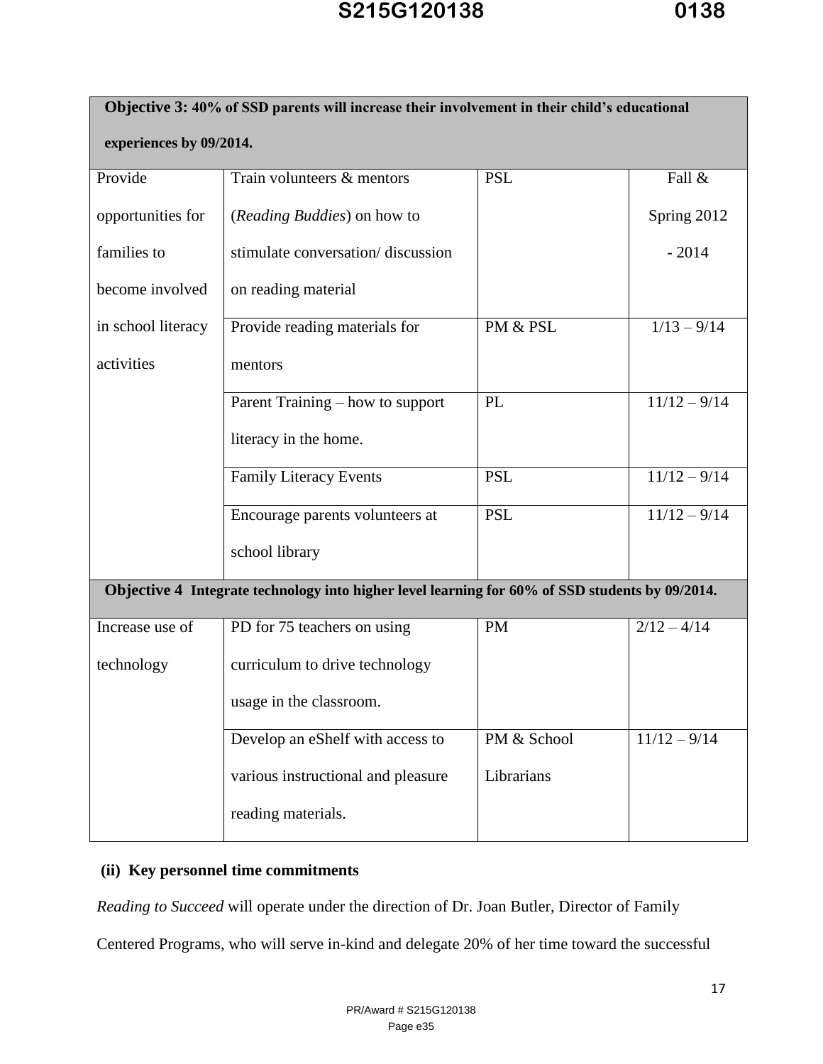| **Objective 3: 40% of SSD parents will increase their involvement in their child's educational experiences by 09/2014.** | | | |
|---|---|---|---|
| Provide opportunities for families to become involved in school literacy activities | Train volunteers & mentors (*Reading Buddies*) on how to stimulate conversation/ discussion on reading material | PSL | Fall & Spring 2012 - 2014 |
| | Provide reading materials for mentors | PM & PSL | 1/13 – 9/14 |
| | Parent Training – how to support literacy in the home. | PL | 11/12 – 9/14 |
| | Family Literacy Events | PSL | 11/12 – 9/14 |
| | Encourage parents volunteers at school library | PSL | 11/12 – 9/14 |
| **Objective 4 Integrate technology into higher level learning for 60% of SSD students by 09/2014.** | | | |
| Increase use of technology | PD for 75 teachers on using curriculum to drive technology usage in the classroom. | PM | 2/12 – 4/14 |
| | Develop an eShelf with access to various instructional and pleasure reading materials. | PM & School Librarians | 11/12 – 9/14 |

**(ii) Key personnel time commitments**

*Reading to Succeed* will operate under the direction of Dr. Joan Butler, Director of Family Centered Programs, who will serve in-kind and delegate 20% of her time toward the successful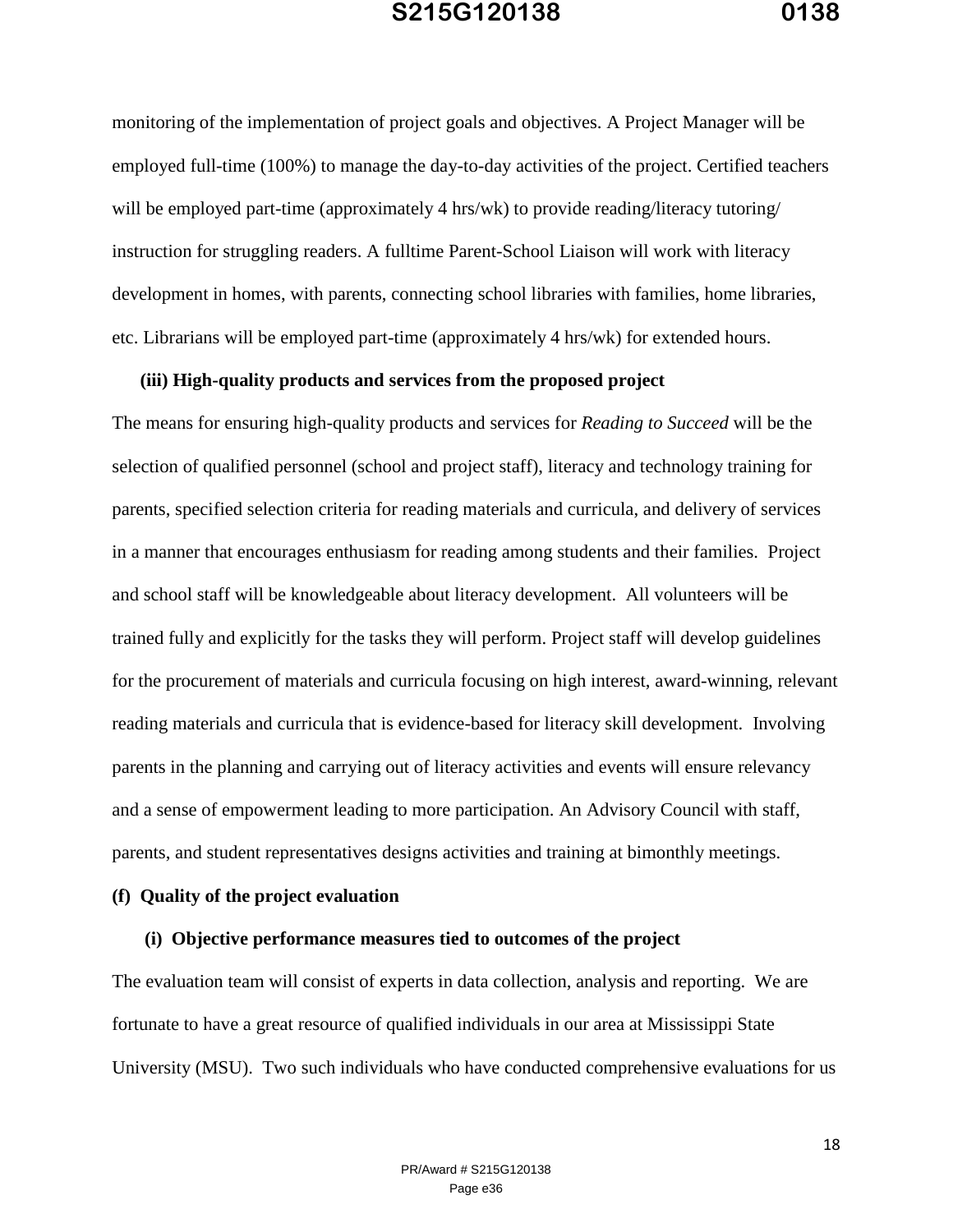monitoring of the implementation of project goals and objectives. A Project Manager will be employed full-time (100%) to manage the day-to-day activities of the project. Certified teachers will be employed part-time (approximately 4 hrs/wk) to provide reading/literacy tutoring/ instruction for struggling readers. A fulltime Parent-School Liaison will work with literacy development in homes, with parents, connecting school libraries with families, home libraries, etc. Librarians will be employed part-time (approximately 4 hrs/wk) for extended hours.

**(iii) High-quality products and services from the proposed project**

The means for ensuring high-quality products and services for *Reading to Succeed* will be the selection of qualified personnel (school and project staff), literacy and technology training for parents, specified selection criteria for reading materials and curricula, and delivery of services in a manner that encourages enthusiasm for reading among students and their families. Project and school staff will be knowledgeable about literacy development. All volunteers will be trained fully and explicitly for the tasks they will perform. Project staff will develop guidelines for the procurement of materials and curricula focusing on high interest, award-winning, relevant reading materials and curricula that is evidence-based for literacy skill development. Involving parents in the planning and carrying out of literacy activities and events will ensure relevancy and a sense of empowerment leading to more participation. An Advisory Council with staff, parents, and student representatives designs activities and training at bimonthly meetings.

**(f) Quality of the project evaluation**

**(i) Objective performance measures tied to outcomes of the project**

The evaluation team will consist of experts in data collection, analysis and reporting. We are fortunate to have a great resource of qualified individuals in our area at Mississippi State University (MSU). Two such individuals who have conducted comprehensive evaluations for us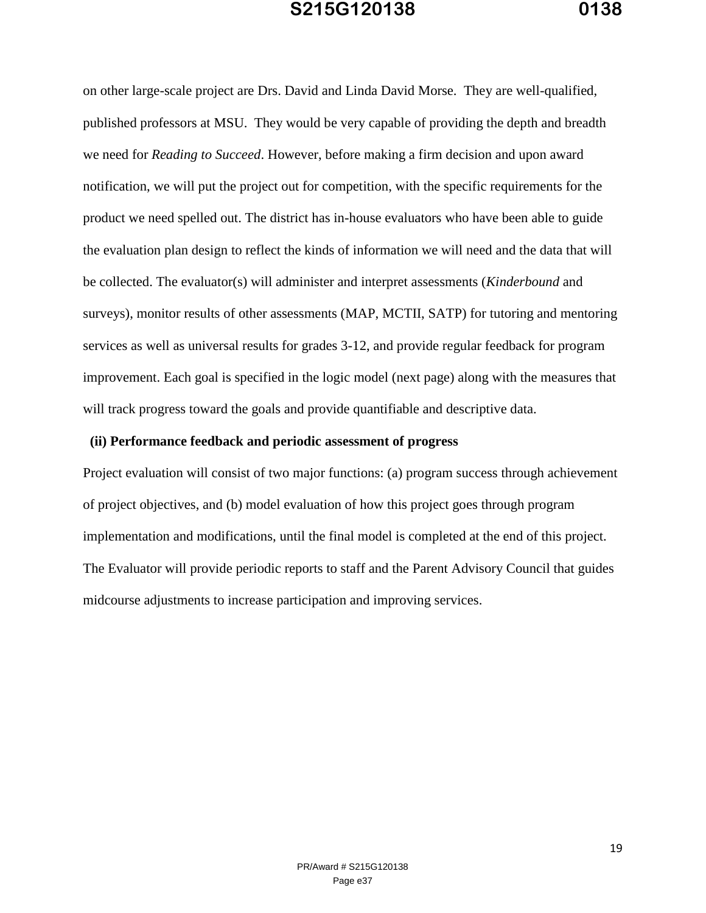on other large-scale project are Drs. David and Linda David Morse. They are well-qualified, published professors at MSU. They would be very capable of providing the depth and breadth we need for *Reading to Succeed*. However, before making a firm decision and upon award notification, we will put the project out for competition, with the specific requirements for the product we need spelled out. The district has in-house evaluators who have been able to guide the evaluation plan design to reflect the kinds of information we will need and the data that will be collected. The evaluator(s) will administer and interpret assessments (*Kinderbound* and surveys), monitor results of other assessments (MAP, MCTII, SATP) for tutoring and mentoring services as well as universal results for grades 3-12, and provide regular feedback for program improvement. Each goal is specified in the logic model (next page) along with the measures that will track progress toward the goals and provide quantifiable and descriptive data.

**(ii) Performance feedback and periodic assessment of progress**

Project evaluation will consist of two major functions: (a) program success through achievement of project objectives, and (b) model evaluation of how this project goes through program implementation and modifications, until the final model is completed at the end of this project. The Evaluator will provide periodic reports to staff and the Parent Advisory Council that guides midcourse adjustments to increase participation and improving services.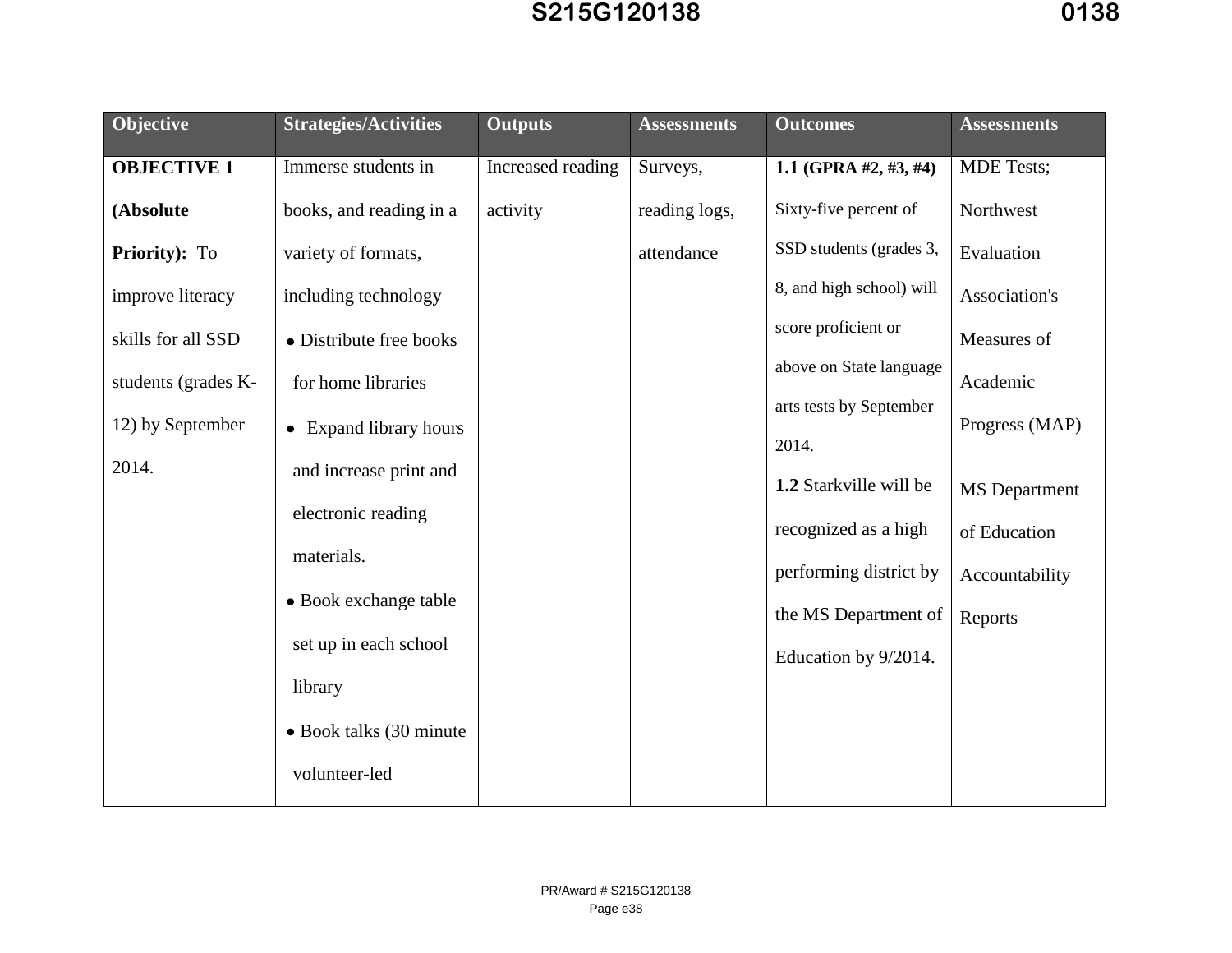| Objective | Strategies/Activities | Outputs | Assessments | Outcomes | Assessments |
|---|---|---|---|---|---|
| **OBJECTIVE 1 (Absolute Priority):** To improve literacy skills for all SSD students (grades K-12) by September 2014. | Immerse students in books, and reading in a variety of formats, including technology<br>• Distribute free books for home libraries<br>• Expand library hours and increase print and electronic reading materials.<br>• Book exchange table set up in each school library<br>• Book talks (30 minute volunteer-led | Increased reading activity | Surveys, reading logs, attendance | **1.1 (GPRA #2, #3, #4)** Sixty-five percent of SSD students (grades 3, 8, and high school) will score proficient or above on State language arts tests by September 2014.<br>**1.2** Starkville will be recognized as a high performing district by the MS Department of Education by 9/2014. | MDE Tests; Northwest Evaluation Association's Measures of Academic Progress (MAP)<br><br>MS Department of Education Accountability Reports |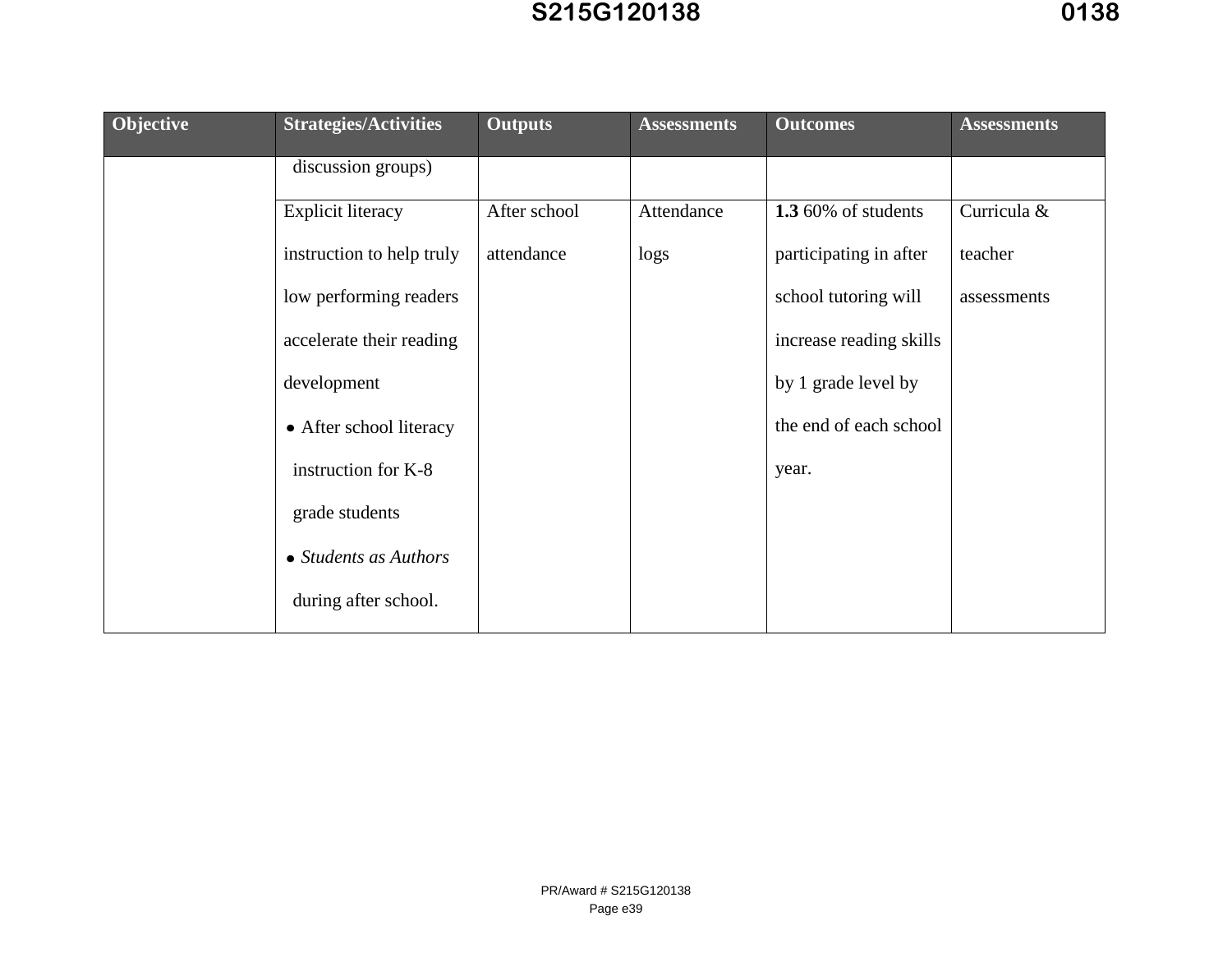| Objective | Strategies/Activities | Outputs | Assessments | Outcomes | Assessments |
|---|---|---|---|---|---|
| | discussion groups) | | | | |
| | Explicit literacy instruction to help truly low performing readers accelerate their reading development<br>● After school literacy instruction for K-8 grade students<br>● *Students as Authors* during after school. | After school attendance | Attendance logs | **1.3** 60% of students participating in after school tutoring will increase reading skills by 1 grade level by the end of each school year. | Curricula & teacher assessments |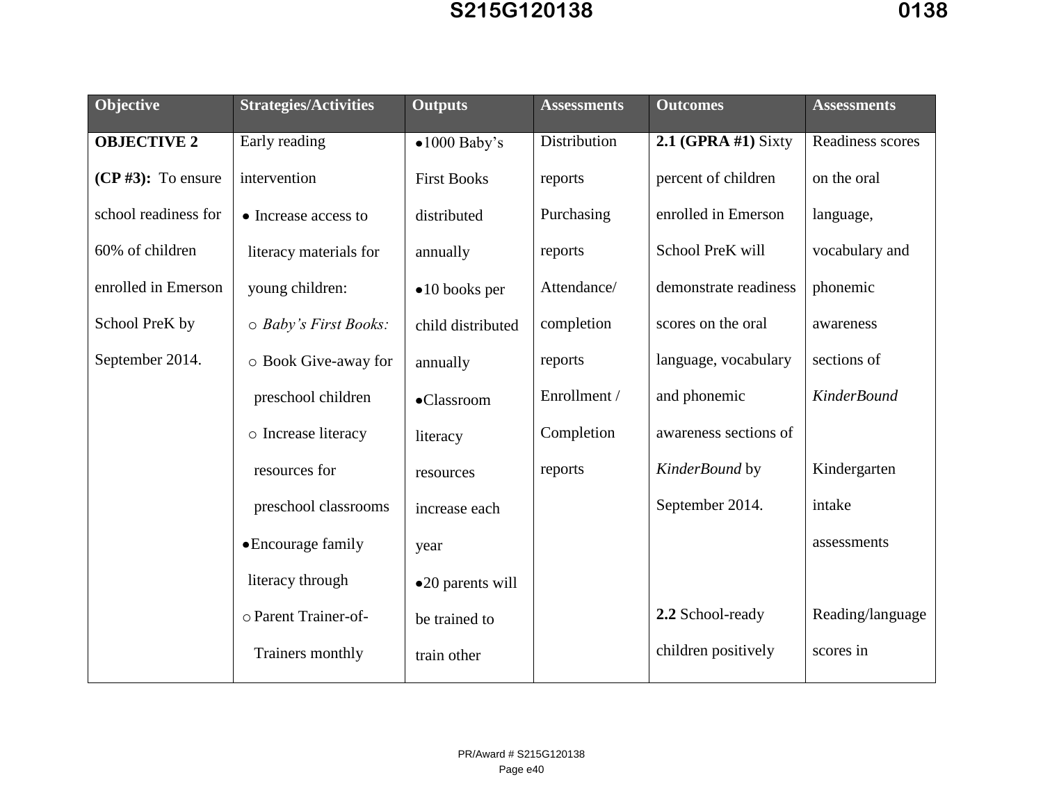| Objective | Strategies/Activities | Outputs | Assessments | Outcomes | Assessments |
|---|---|---|---|---|---|
| **OBJECTIVE 2 (CP #3):** To ensure school readiness for 60% of children enrolled in Emerson School PreK by September 2014. | Early reading intervention<br>• Increase access to literacy materials for young children:<br>○ *Baby's First Books:*<br>○ Book Give-away for preschool children<br>○ Increase literacy resources for preschool classrooms<br>• Encourage family literacy through<br>○ Parent Trainer-of-Trainers monthly | • 1000 Baby's First Books distributed annually<br>• 10 books per child distributed annually<br>• Classroom literacy resources increase each year<br>• 20 parents will be trained to train other | Distribution reports<br>Purchasing reports<br>Attendance/ completion reports<br>Enrollment / Completion reports | **2.1 (GPRA #1)** Sixty percent of children enrolled in Emerson School PreK will demonstrate readiness scores on the oral language, vocabulary and phonemic awareness sections of *KinderBound* by September 2014.<br><br>**2.2** School-ready children positively | Readiness scores on the oral language, vocabulary and phonemic awareness sections of *KinderBound*<br><br>Kindergarten intake assessments<br><br>Reading/language scores in |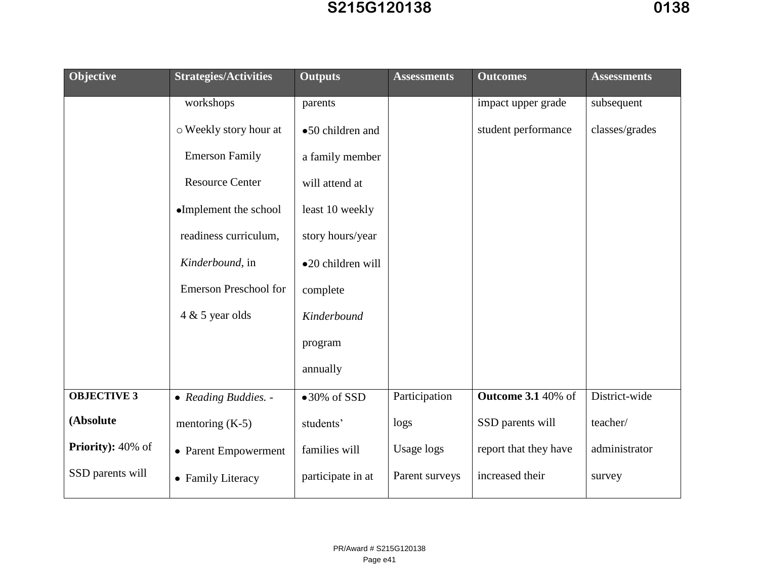| Objective | Strategies/Activities | Outputs | Assessments | Outcomes | Assessments |
|---|---|---|---|---|---|
| | workshops<br>○ Weekly story hour at Emerson Family Resource Center<br>● Implement the school readiness curriculum, *Kinderbound*, in Emerson Preschool for 4 & 5 year olds | parents<br>● 50 children and a family member will attend at least 10 weekly story hours/year<br>● 20 children will complete *Kinderbound* program annually | | impact upper grade student performance | subsequent classes/grades |
| **OBJECTIVE 3 (Absolute Priority):** 40% of SSD parents will | ● *Reading Buddies.* - mentoring (K-5)<br>● Parent Empowerment<br>● Family Literacy | ● 30% of SSD students' families will participate in at | Participation logs<br>Usage logs<br>Parent surveys | **Outcome 3.1** 40% of SSD parents will report that they have increased their | District-wide teacher/ administrator survey |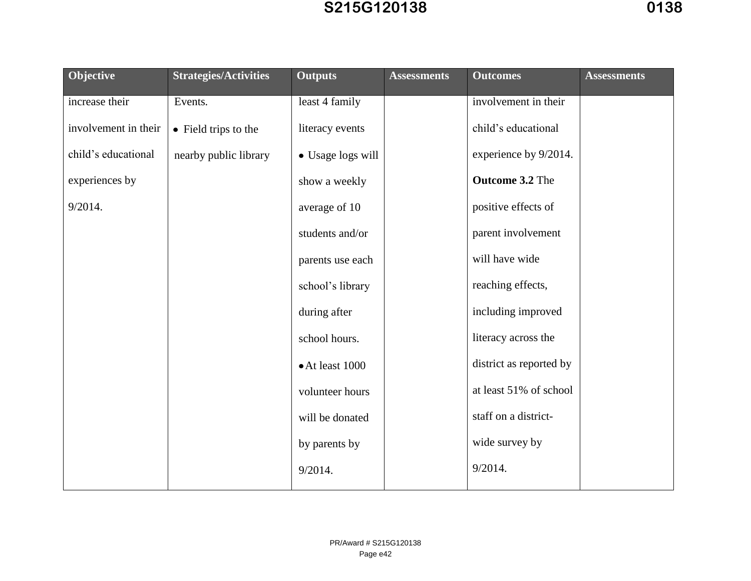| Objective | Strategies/Activities | Outputs | Assessments | Outcomes | Assessments |
|---|---|---|---|---|---|
| increase their involvement in their child's educational experiences by 9/2014. | Events.<br>• Field trips to the nearby public library | least 4 family literacy events<br>• Usage logs will show a weekly average of 10 students and/or parents use each school's library during after school hours.<br>• At least 1000 volunteer hours will be donated by parents by 9/2014. | | involvement in their child's educational experience by 9/2014.<br>**Outcome 3.2** The positive effects of parent involvement will have wide reaching effects, including improved literacy across the district as reported by at least 51% of school staff on a district-wide survey by 9/2014. | |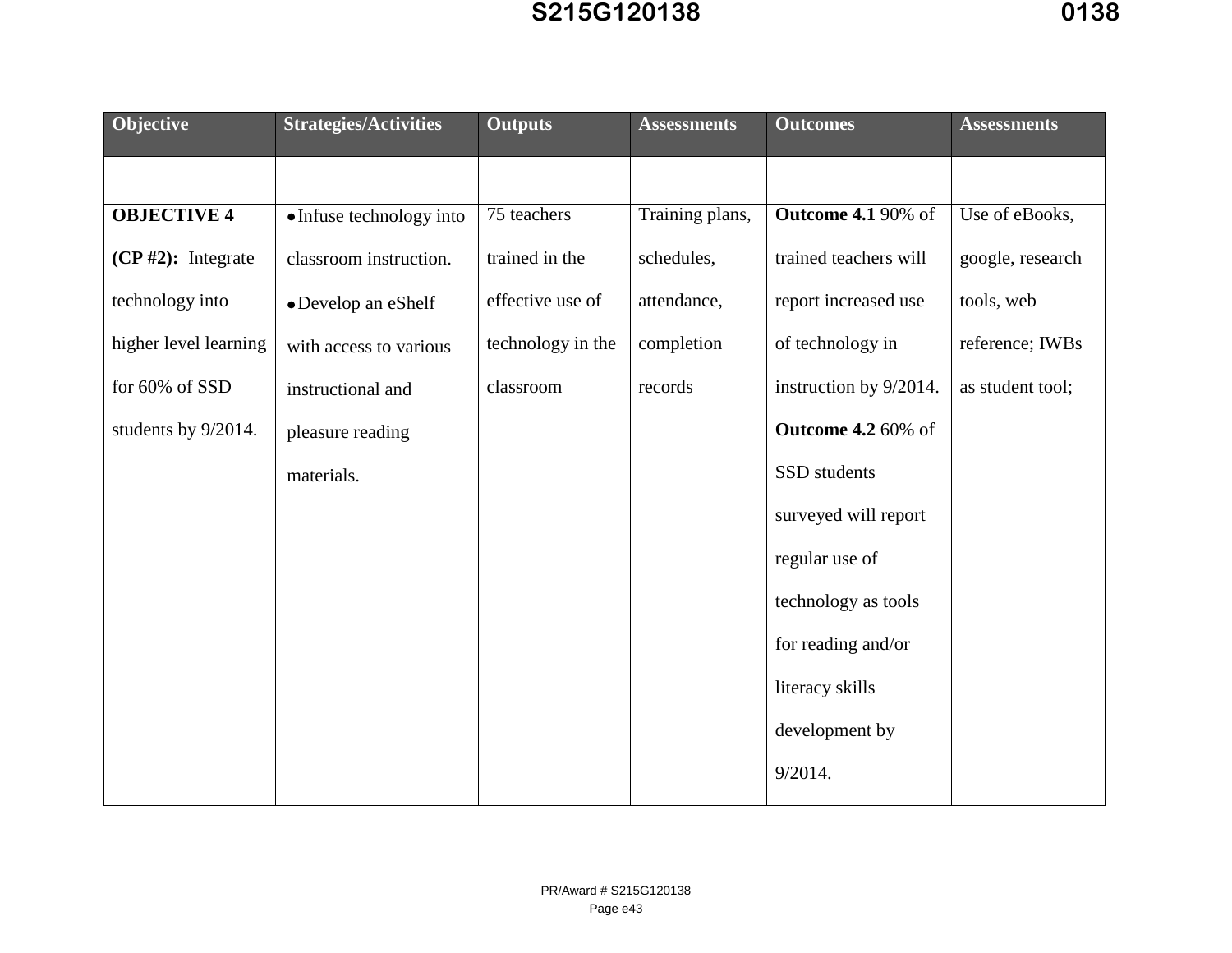| Objective | Strategies/Activities | Outputs | Assessments | Outcomes | Assessments |
|---|---|---|---|---|---|
| | | | | | |
| **OBJECTIVE 4 (CP #2):** Integrate technology into higher level learning for 60% of SSD students by 9/2014. | • Infuse technology into classroom instruction. • Develop an eShelf with access to various instructional and pleasure reading materials. | 75 teachers trained in the effective use of technology in the classroom | Training plans, schedules, attendance, completion records | **Outcome 4.1** 90% of trained teachers will report increased use of technology in instruction by 9/2014. **Outcome 4.2** 60% of SSD students surveyed will report regular use of technology as tools for reading and/or literacy skills development by 9/2014. | Use of eBooks, google, research tools, web reference; IWBs as student tool; |